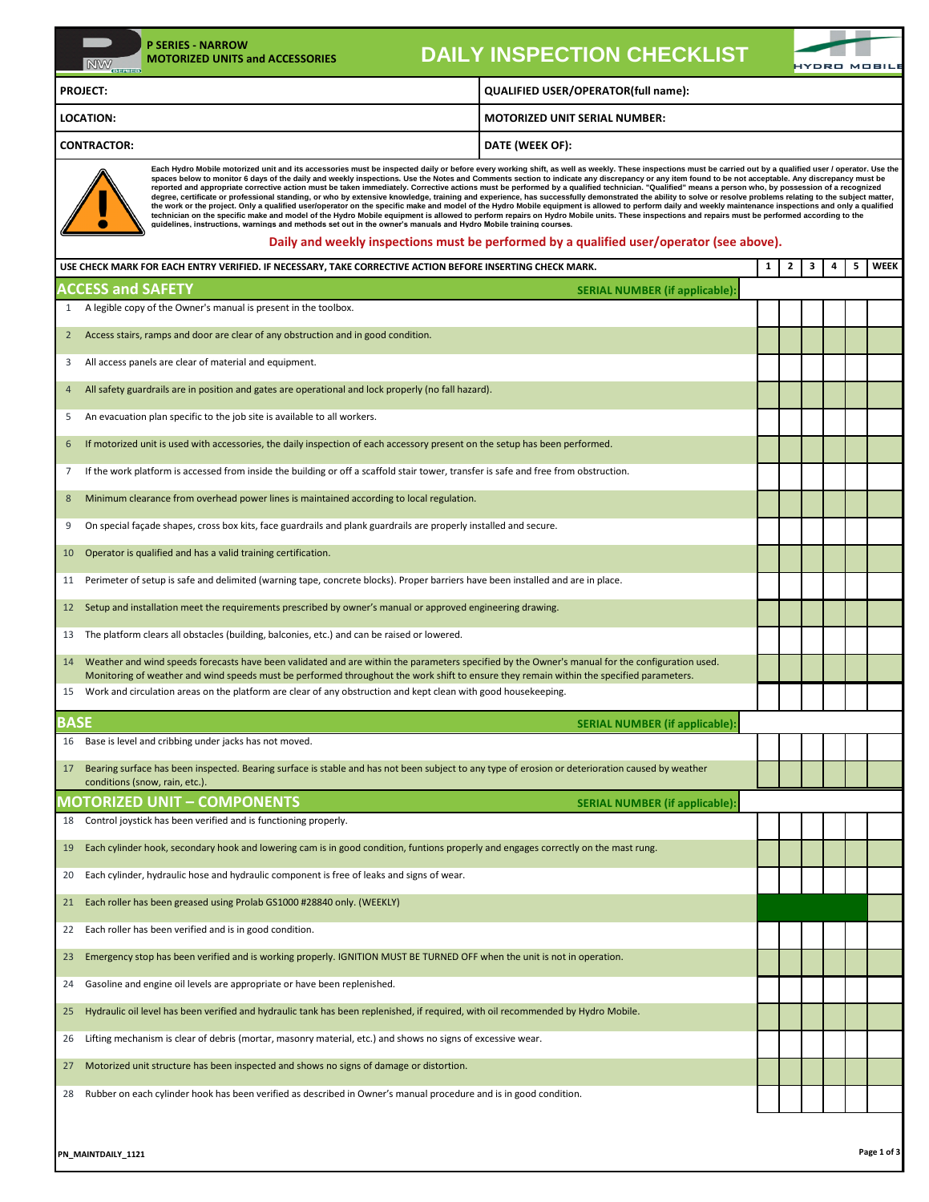P SERIES - NARROW
MOTORIZED UNITS and ACCESSORIES

# DAILY INSPECTION CHECKLIST

HYDRO MOBILE

| | |
|---|---|
| **PROJECT:** | **QUALIFIED USER/OPERATOR(full name):** |
| **LOCATION:** | **MOTORIZED UNIT SERIAL NUMBER:** |
| **CONTRACTOR:** | **DATE (WEEK OF):** |

**Each Hydro Mobile motorized unit and its accessories must be inspected daily or before every working shift, as well as weekly. These inspections must be carried out by a qualified user / operator. Use the spaces below to monitor 6 days of the daily and weekly inspections. Use the Notes and Comments section to indicate any discrepancy or any item found to be not acceptable. Any discrepancy must be reported and appropriate corrective action must be taken immediately. Corrective actions must be performed by a qualified technician. "Qualified" means a person who, by possession of a recognized degree, certificate or professional standing, or who by extensive knowledge, training and experience, has successfully demonstrated the ability to solve or resolve problems relating to the subject matter, the work or the project. Only a qualified user/operator on the specific make and model of the Hydro Mobile equipment is allowed to perform daily and weekly maintenance inspections and only a qualified technician on the specific make and model of the Hydro Mobile equipment is allowed to perform repairs on Hydro Mobile units. These inspections and repairs must be performed according to the guidelines, instructions, warnings and methods set out in the owner's manuals and Hydro Mobile training courses.**

**Daily and weekly inspections must be performed by a qualified user/operator (see above).**

| | USE CHECK MARK FOR EACH ENTRY VERIFIED. IF NECESSARY, TAKE CORRECTIVE ACTION BEFORE INSERTING CHECK MARK. | 1 | 2 | 3 | 4 | 5 | WEEK |
|---|---|---|---|---|---|---|---|
| | **ACCESS and SAFETY** — SERIAL NUMBER (if applicable): | | | | | | |
| 1 | A legible copy of the Owner's manual is present in the toolbox. | | | | | | |
| 2 | Access stairs, ramps and door are clear of any obstruction and in good condition. | | | | | | |
| 3 | All access panels are clear of material and equipment. | | | | | | |
| 4 | All safety guardrails are in position and gates are operational and lock properly (no fall hazard). | | | | | | |
| 5 | An evacuation plan specific to the job site is available to all workers. | | | | | | |
| 6 | If motorized unit is used with accessories, the daily inspection of each accessory present on the setup has been performed. | | | | | | |
| 7 | If the work platform is accessed from inside the building or off a scaffold stair tower, transfer is safe and free from obstruction. | | | | | | |
| 8 | Minimum clearance from overhead power lines is maintained according to local regulation. | | | | | | |
| 9 | On special façade shapes, cross box kits, face guardrails and plank guardrails are properly installed and secure. | | | | | | |
| 10 | Operator is qualified and has a valid training certification. | | | | | | |
| 11 | Perimeter of setup is safe and delimited (warning tape, concrete blocks). Proper barriers have been installed and are in place. | | | | | | |
| 12 | Setup and installation meet the requirements prescribed by owner's manual or approved engineering drawing. | | | | | | |
| 13 | The platform clears all obstacles (building, balconies, etc.) and can be raised or lowered. | | | | | | |
| 14 | Weather and wind speeds forecasts have been validated and are within the parameters specified by the Owner's manual for the configuration used. Monitoring of weather and wind speeds must be performed throughout the work shift to ensure they remain within the specified parameters. | | | | | | |
| 15 | Work and circulation areas on the platform are clear of any obstruction and kept clean with good housekeeping. | | | | | | |
| | **BASE** — SERIAL NUMBER (if applicable): | | | | | | |
| 16 | Base is level and cribbing under jacks has not moved. | | | | | | |
| 17 | Bearing surface has been inspected. Bearing surface is stable and has not been subject to any type of erosion or deterioration caused by weather conditions (snow, rain, etc.). | | | | | | |
| | **MOTORIZED UNIT – COMPONENTS** — SERIAL NUMBER (if applicable): | | | | | | |
| 18 | Control joystick has been verified and is functioning properly. | | | | | | |
| 19 | Each cylinder hook, secondary hook and lowering cam is in good condition, funtions properly and engages correctly on the mast rung. | | | | | | |
| 20 | Each cylinder, hydraulic hose and hydraulic component is free of leaks and signs of wear. | | | | | | |
| 21 | Each roller has been greased using Prolab GS1000 #28840 only. (WEEKLY) | | | | | | |
| 22 | Each roller has been verified and is in good condition. | | | | | | |
| 23 | Emergency stop has been verified and is working properly. IGNITION MUST BE TURNED OFF when the unit is not in operation. | | | | | | |
| 24 | Gasoline and engine oil levels are appropriate or have been replenished. | | | | | | |
| 25 | Hydraulic oil level has been verified and hydraulic tank has been replenished, if required, with oil recommended by Hydro Mobile. | | | | | | |
| 26 | Lifting mechanism is clear of debris (mortar, masonry material, etc.) and shows no signs of excessive wear. | | | | | | |
| 27 | Motorized unit structure has been inspected and shows no signs of damage or distortion. | | | | | | |
| 28 | Rubber on each cylinder hook has been verified as described in Owner's manual procedure and is in good condition. | | | | | | |

PN_MAINTDAILY_1121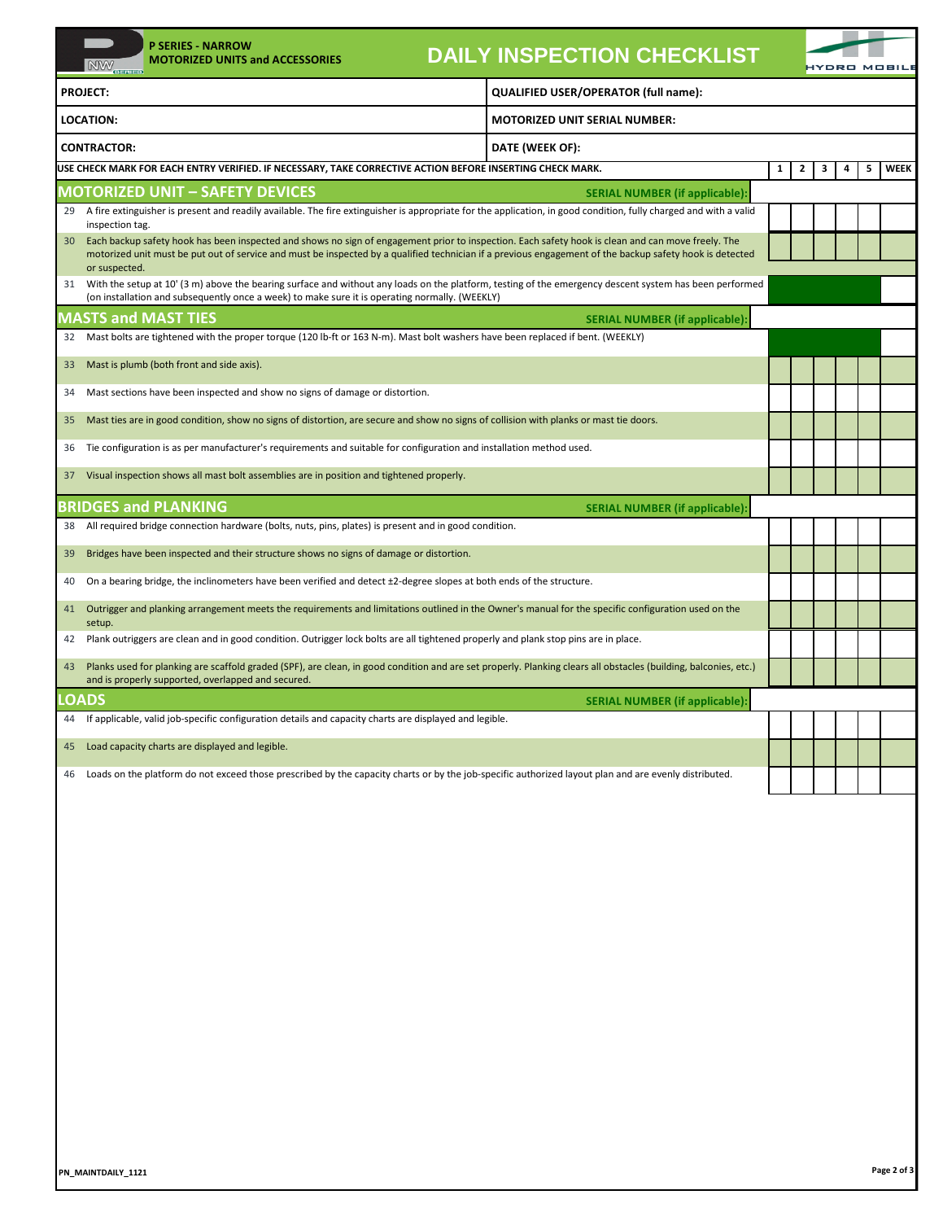**P SERIES - NARROW**
**MOTORIZED UNITS and ACCESSORIES**

# DAILY INSPECTION CHECKLIST

| | |
|---|---|
| **PROJECT:** | **QUALIFIED USER/OPERATOR (full name):** |
| **LOCATION:** | **MOTORIZED UNIT SERIAL NUMBER:** |
| **CONTRACTOR:** | **DATE (WEEK OF):** |

**USE CHECK MARK FOR EACH ENTRY VERIFIED. IF NECESSARY, TAKE CORRECTIVE ACTION BEFORE INSERTING CHECK MARK.**

| # | Item | 1 | 2 | 3 | 4 | 5 | WEEK |
|---|---|---|---|---|---|---|---|
| | **MOTORIZED UNIT – SAFETY DEVICES** — SERIAL NUMBER (if applicable): | | | | | | |
| 29 | A fire extinguisher is present and readily available. The fire extinguisher is appropriate for the application, in good condition, fully charged and with a valid inspection tag. | | | | | | |
| 30 | Each backup safety hook has been inspected and shows no sign of engagement prior to inspection. Each safety hook is clean and can move freely. The motorized unit must be put out of service and must be inspected by a qualified technician if a previous engagement of the backup safety hook is detected or suspected. | | | | | | |
| 31 | With the setup at 10' (3 m) above the bearing surface and without any loads on the platform, testing of the emergency descent system has been performed (on installation and subsequently once a week) to make sure it is operating normally. (WEEKLY) | | | | | | |
| | **MASTS and MAST TIES** — SERIAL NUMBER (if applicable): | | | | | | |
| 32 | Mast bolts are tightened with the proper torque (120 lb-ft or 163 N-m). Mast bolt washers have been replaced if bent. (WEEKLY) | | | | | | |
| 33 | Mast is plumb (both front and side axis). | | | | | | |
| 34 | Mast sections have been inspected and show no signs of damage or distortion. | | | | | | |
| 35 | Mast ties are in good condition, show no signs of distortion, are secure and show no signs of collision with planks or mast tie doors. | | | | | | |
| 36 | Tie configuration is as per manufacturer's requirements and suitable for configuration and installation method used. | | | | | | |
| 37 | Visual inspection shows all mast bolt assemblies are in position and tightened properly. | | | | | | |
| | **BRIDGES and PLANKING** — SERIAL NUMBER (if applicable): | | | | | | |
| 38 | All required bridge connection hardware (bolts, nuts, pins, plates) is present and in good condition. | | | | | | |
| 39 | Bridges have been inspected and their structure shows no signs of damage or distortion. | | | | | | |
| 40 | On a bearing bridge, the inclinometers have been verified and detect ±2-degree slopes at both ends of the structure. | | | | | | |
| 41 | Outrigger and planking arrangement meets the requirements and limitations outlined in the Owner's manual for the specific configuration used on the setup. | | | | | | |
| 42 | Plank outriggers are clean and in good condition. Outrigger lock bolts are all tightened properly and plank stop pins are in place. | | | | | | |
| 43 | Planks used for planking are scaffold graded (SPF), are clean, in good condition and are set properly. Planking clears all obstacles (building, balconies, etc.) and is properly supported, overlapped and secured. | | | | | | |
| | **LOADS** — SERIAL NUMBER (if applicable): | | | | | | |
| 44 | If applicable, valid job-specific configuration details and capacity charts are displayed and legible. | | | | | | |
| 45 | Load capacity charts are displayed and legible. | | | | | | |
| 46 | Loads on the platform do not exceed those prescribed by the capacity charts or by the job-specific authorized layout plan and are evenly distributed. | | | | | | |

PN_MAINTDAILY_1121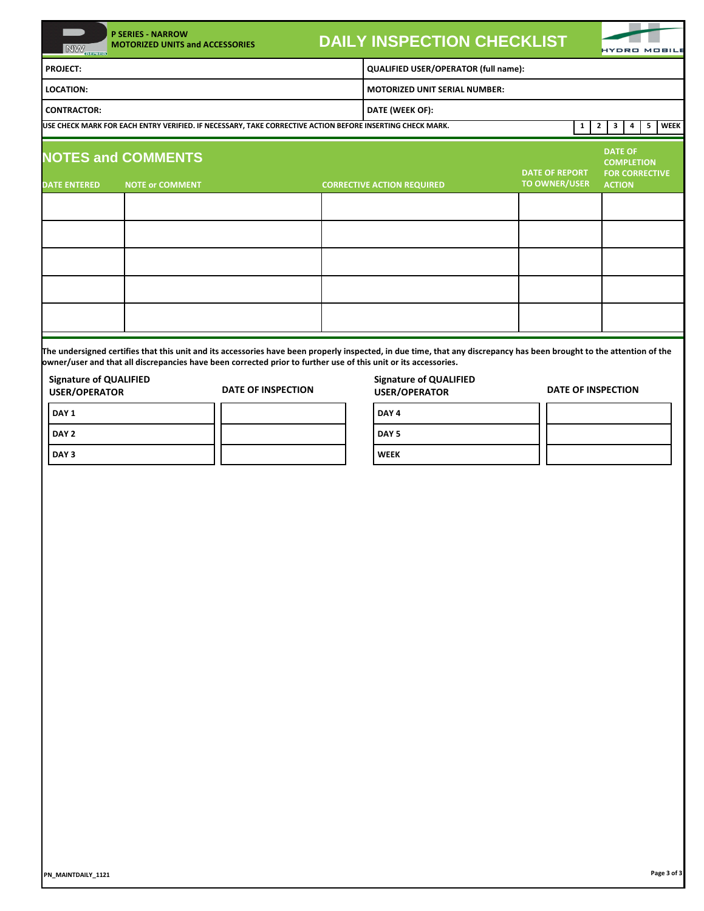P SERIES - NARROW
MOTORIZED UNITS and ACCESSORIES

# DAILY INSPECTION CHECKLIST

HYDRO MOBILE

| | |
|---|---|
| **PROJECT:** | **QUALIFIED USER/OPERATOR (full name):** |
| **LOCATION:** | **MOTORIZED UNIT SERIAL NUMBER:** |
| **CONTRACTOR:** | **DATE (WEEK OF):** |

**USE CHECK MARK FOR EACH ENTRY VERIFIED. IF NECESSARY, TAKE CORRECTIVE ACTION BEFORE INSERTING CHECK MARK.**

| 1 | 2 | 3 | 4 | 5 | WEEK |
|---|---|---|---|---|---|

## NOTES and COMMENTS

| DATE ENTERED | NOTE or COMMENT | CORRECTIVE ACTION REQUIRED | DATE OF REPORT TO OWNER/USER | DATE OF COMPLETION FOR CORRECTIVE ACTION |
|---|---|---|---|---|
| | | | | |
| | | | | |
| | | | | |
| | | | | |
| | | | | |

**The undersigned certifies that this unit and its accessories have been properly inspected, in due time, that any discrepancy has been brought to the attention of the owner/user and that all discrepancies have been corrected prior to further use of this unit or its accessories.**

| Signature of QUALIFIED USER/OPERATOR | DATE OF INSPECTION | Signature of QUALIFIED USER/OPERATOR | DATE OF INSPECTION |
|---|---|---|---|
| **DAY 1** | | **DAY 4** | |
| **DAY 2** | | **DAY 5** | |
| **DAY 3** | | **WEEK** | |

PN_MAINTDAILY_1121